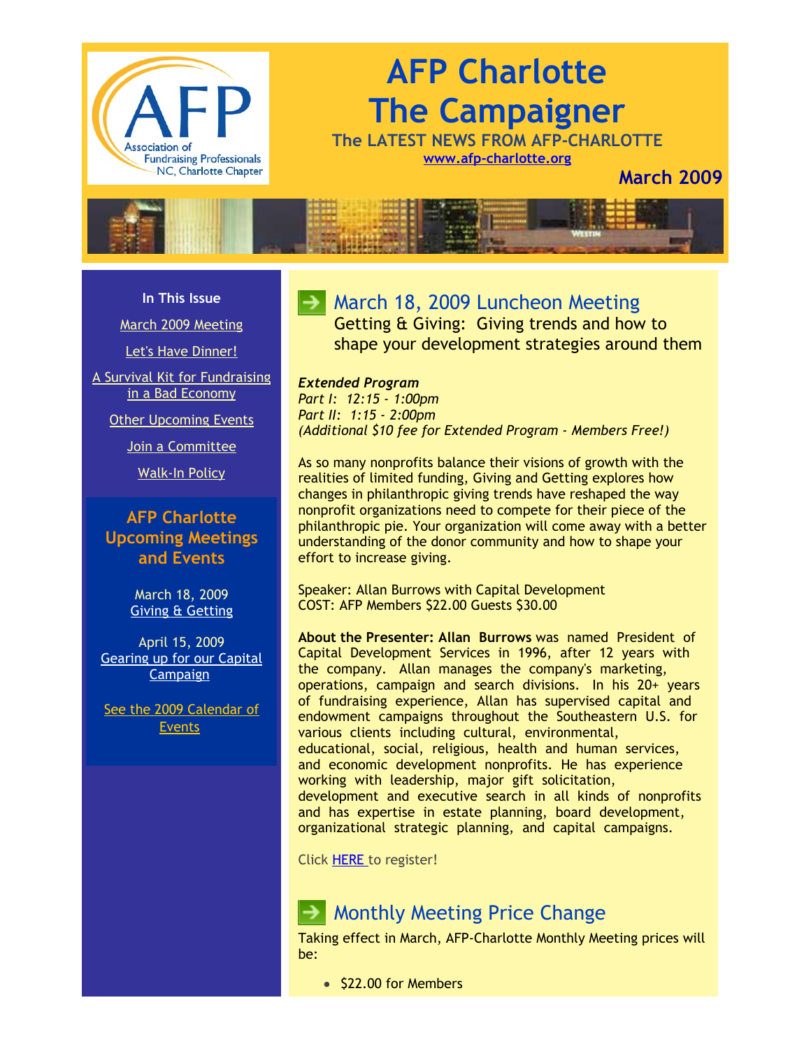# AFP Charlotte The Campaigner

**The LATEST NEWS FROM AFP-CHARLOTTE**

www.afp-charlotte.org

**March 2009**

**In This Issue**

- March 2009 Meeting
- Let's Have Dinner!
- A Survival Kit for Fundraising in a Bad Economy
- Other Upcoming Events
- Join a Committee
- Walk-In Policy

## AFP Charlotte Upcoming Meetings and Events

March 18, 2009
Giving & Getting

April 15, 2009
Gearing up for our Capital Campaign

See the 2009 Calendar of Events

## March 18, 2009 Luncheon Meeting

Getting & Giving: Giving trends and how to shape your development strategies around them

***Extended Program***
*Part I: 12:15 - 1:00pm*
*Part II: 1:15 - 2:00pm*
*(Additional $10 fee for Extended Program - Members Free!)*

As so many nonprofits balance their visions of growth with the realities of limited funding, Giving and Getting explores how changes in philanthropic giving trends have reshaped the way nonprofit organizations need to compete for their piece of the philanthropic pie. Your organization will come away with a better understanding of the donor community and how to shape your effort to increase giving.

Speaker: Allan Burrows with Capital Development
COST: AFP Members $22.00 Guests $30.00

**About the Presenter: Allan Burrows** was named President of Capital Development Services in 1996, after 12 years with the company. Allan manages the company's marketing, operations, campaign and search divisions. In his 20+ years of fundraising experience, Allan has supervised capital and endowment campaigns throughout the Southeastern U.S. for various clients including cultural, environmental, educational, social, religious, health and human services, and economic development nonprofits. He has experience working with leadership, major gift solicitation, development and executive search in all kinds of nonprofits and has expertise in estate planning, board development, organizational strategic planning, and capital campaigns.

Click HERE to register!

## Monthly Meeting Price Change

Taking effect in March, AFP-Charlotte Monthly Meeting prices will be:

- $22.00 for Members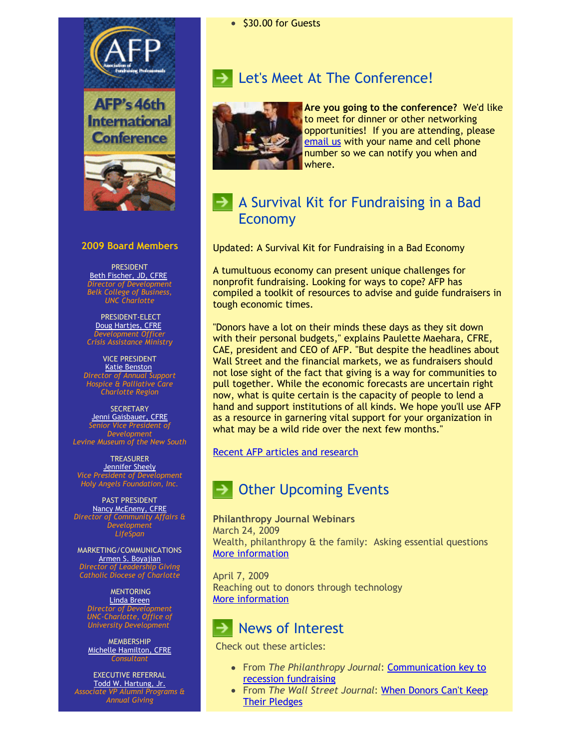AFP's 46th International Conference

## 2009 Board Members

PRESIDENT
Beth Fischer, JD, CFRE
*Director of Development*
*Belk College of Business, UNC Charlotte*

PRESIDENT-ELECT
Doug Hartjes, CFRE
*Development Officer*
*Crisis Assistance Ministry*

VICE PRESIDENT
Katie Benston
*Director of Annual Support*
*Hospice & Palliative Care Charlotte Region*

SECRETARY
Jenni Gaisbauer, CFRE
*Senior Vice President of Development*
*Levine Museum of the New South*

TREASURER
Jennifer Sheely
*Vice President of Development*
*Holy Angels Foundation, Inc.*

PAST PRESIDENT
Nancy McEneny, CFRE
*Director of Community Affairs & Development*
*LifeSpan*

MARKETING/COMMUNICATIONS
Armen S. Boyajian
*Director of Leadership Giving*
*Catholic Diocese of Charlotte*

MENTORING
Linda Breen
*Director of Development*
*UNC-Charlotte, Office of University Development*

MEMBERSHIP
Michelle Hamilton, CFRE
*Consultant*

EXECUTIVE REFERRAL
Todd W. Hartung, Jr.
*Associate VP Alumni Programs & Annual Giving*

- $30.00 for Guests

## Let's Meet At The Conference!

**Are you going to the conference?** We'd like to meet for dinner or other networking opportunities! If you are attending, please email us with your name and cell phone number so we can notify you when and where.

## A Survival Kit for Fundraising in a Bad Economy

Updated: A Survival Kit for Fundraising in a Bad Economy

A tumultuous economy can present unique challenges for nonprofit fundraising. Looking for ways to cope? AFP has compiled a toolkit of resources to advise and guide fundraisers in tough economic times.

"Donors have a lot on their minds these days as they sit down with their personal budgets," explains Paulette Maehara, CFRE, CAE, president and CEO of AFP. "But despite the headlines about Wall Street and the financial markets, we as fundraisers should not lose sight of the fact that giving is a way for communities to pull together. While the economic forecasts are uncertain right now, what is quite certain is the capacity of people to lend a hand and support institutions of all kinds. We hope you'll use AFP as a resource in garnering vital support for your organization in what may be a wild ride over the next few months."

Recent AFP articles and research

## Other Upcoming Events

**Philanthropy Journal Webinars**
March 24, 2009
Wealth, philanthropy & the family: Asking essential questions
More information

April 7, 2009
Reaching out to donors through technology
More information

## News of Interest

Check out these articles:

- From *The Philanthropy Journal*: Communication key to recession fundraising
- From *The Wall Street Journal*: When Donors Can't Keep Their Pledges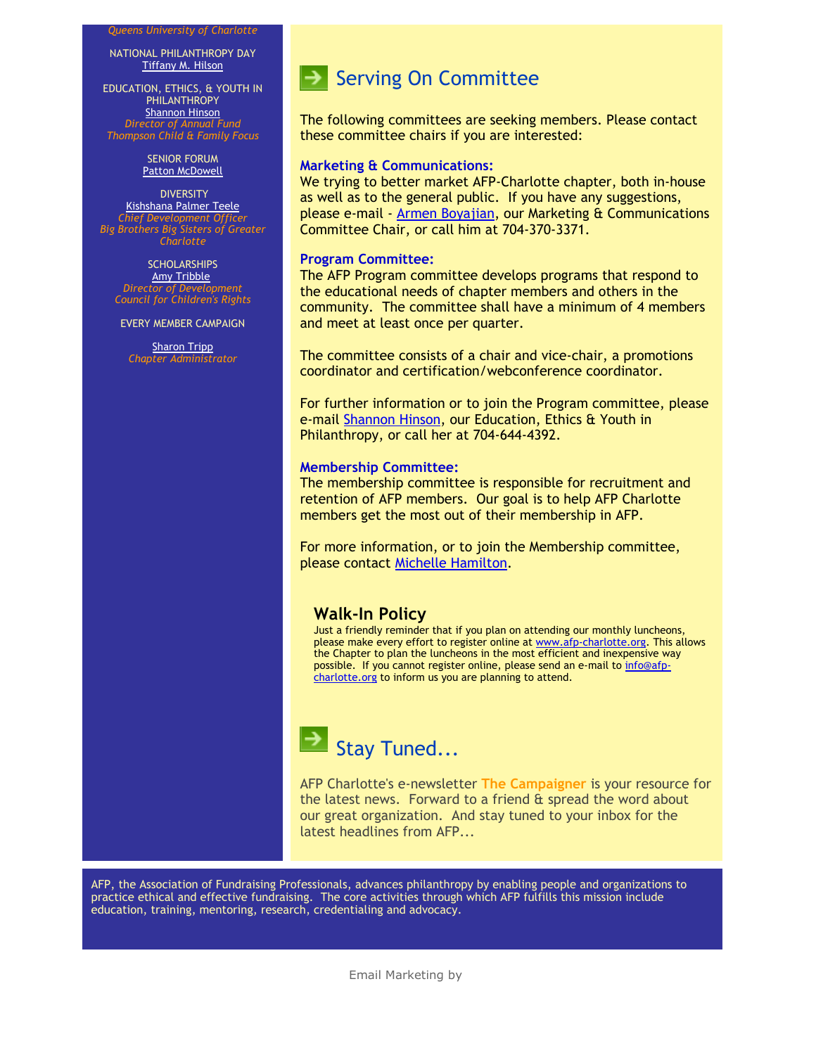*Queens University of Charlotte*

NATIONAL PHILANTHROPY DAY
Tiffany M. Hilson

EDUCATION, ETHICS, & YOUTH IN PHILANTHROPY
Shannon Hinson
*Director of Annual Fund*
*Thompson Child & Family Focus*

SENIOR FORUM
Patton McDowell

DIVERSITY
Kishshana Palmer Teele
*Chief Development Officer*
*Big Brothers Big Sisters of Greater Charlotte*

SCHOLARSHIPS
Amy Tribble
*Director of Development*
*Council for Children's Rights*

EVERY MEMBER CAMPAIGN

Sharon Tripp
*Chapter Administrator*

## Serving On Committee

The following committees are seeking members. Please contact these committee chairs if you are interested:

**Marketing & Communications:**
We trying to better market AFP-Charlotte chapter, both in-house as well as to the general public. If you have any suggestions, please e-mail - Armen Boyajian, our Marketing & Communications Committee Chair, or call him at 704-370-3371.

**Program Committee:**
The AFP Program committee develops programs that respond to the educational needs of chapter members and others in the community. The committee shall have a minimum of 4 members and meet at least once per quarter.

The committee consists of a chair and vice-chair, a promotions coordinator and certification/webconference coordinator.

For further information or to join the Program committee, please e-mail Shannon Hinson, our Education, Ethics & Youth in Philanthropy, or call her at 704-644-4392.

**Membership Committee:**
The membership committee is responsible for recruitment and retention of AFP members. Our goal is to help AFP Charlotte members get the most out of their membership in AFP.

For more information, or to join the Membership committee, please contact Michelle Hamilton.

### Walk-In Policy

Just a friendly reminder that if you plan on attending our monthly luncheons, please make every effort to register online at www.afp-charlotte.org. This allows the Chapter to plan the luncheons in the most efficient and inexpensive way possible. If you cannot register online, please send an e-mail to info@afp-charlotte.org to inform us you are planning to attend.

## Stay Tuned...

AFP Charlotte's e-newsletter **The Campaigner** is your resource for the latest news. Forward to a friend & spread the word about our great organization. And stay tuned to your inbox for the latest headlines from AFP...

AFP, the Association of Fundraising Professionals, advances philanthropy by enabling people and organizations to practice ethical and effective fundraising. The core activities through which AFP fulfills this mission include education, training, mentoring, research, credentialing and advocacy.

Email Marketing by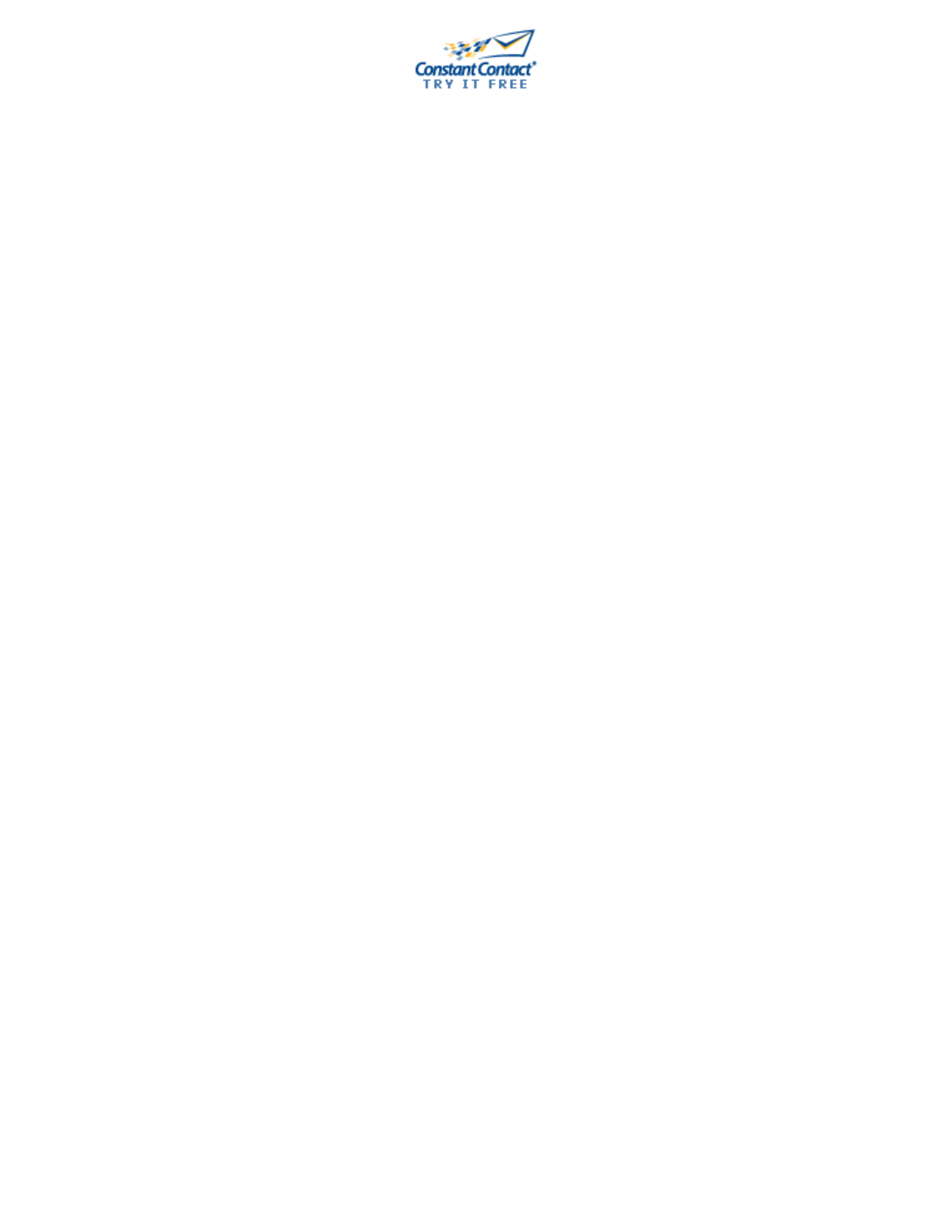Constant Contact®

TRY IT FREE